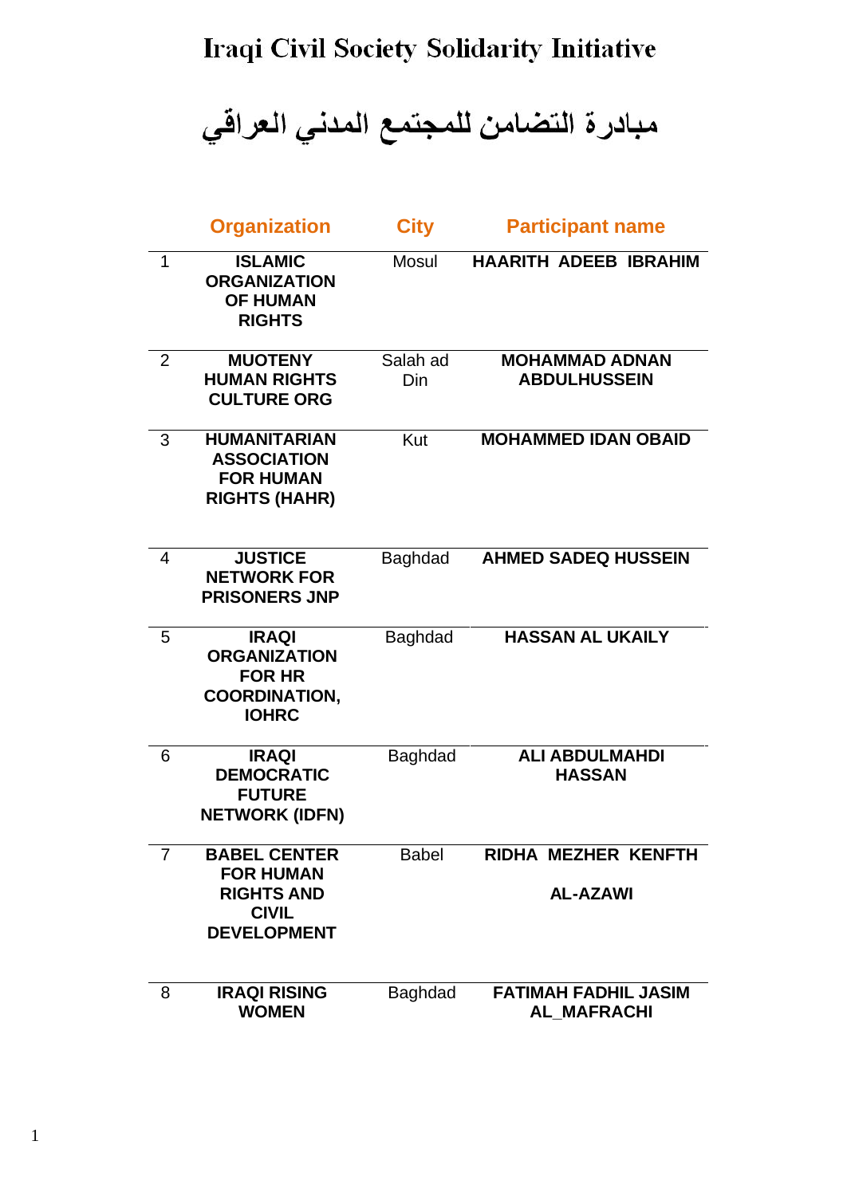# Iraqi Civil Society Solidarity Initiative

# مبادرة التضامن للمجتمع المدني العراقي

| | Organization | City | Participant name |
|---|---|---|---|
| 1 | **ISLAMIC ORGANIZATION OF HUMAN RIGHTS** | Mosul | **HAARITH ADEEB IBRAHIM** |
| 2 | **MUOTENY HUMAN RIGHTS CULTURE ORG** | Salah ad Din | **MOHAMMAD ADNAN ABDULHUSSEIN** |
| 3 | **HUMANITARIAN ASSOCIATION FOR HUMAN RIGHTS (HAHR)** | Kut | **MOHAMMED IDAN OBAID** |
| 4 | **JUSTICE NETWORK FOR PRISONERS JNP** | Baghdad | **AHMED SADEQ HUSSEIN** |
| 5 | **IRAQI ORGANIZATION FOR HR COORDINATION, IOHRC** | Baghdad | **HASSAN AL UKAILY** |
| 6 | **IRAQI DEMOCRATIC FUTURE NETWORK (IDFN)** | Baghdad | **ALI ABDULMAHDI HASSAN** |
| 7 | **BABEL CENTER FOR HUMAN RIGHTS AND CIVIL DEVELOPMENT** | Babel | **RIDHA MEZHER KENFTH AL-AZAWI** |
| 8 | **IRAQI RISING WOMEN** | Baghdad | **FATIMAH FADHIL JASIM AL_MAFRACHI** |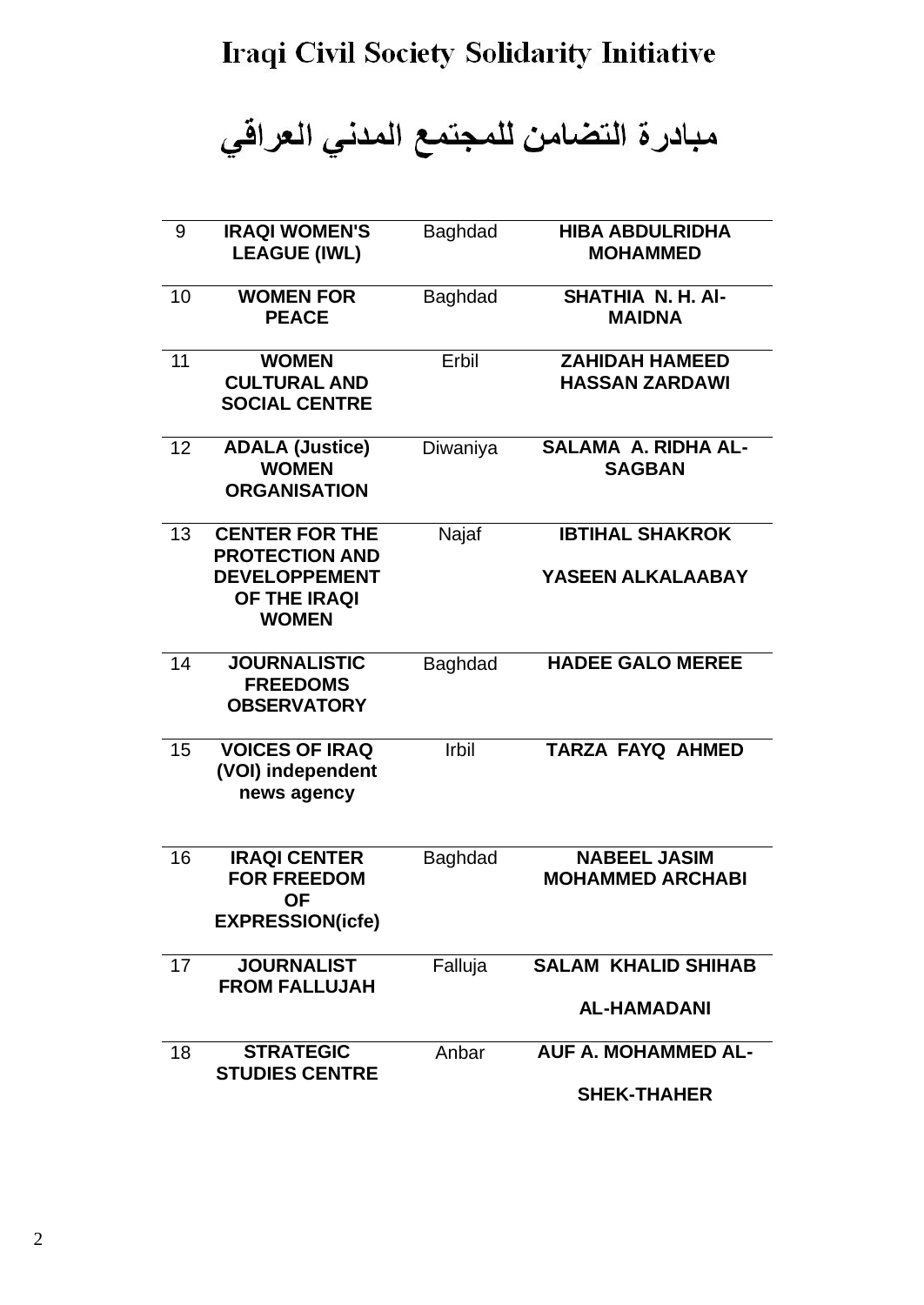# Iraqi Civil Society Solidarity Initiative

# مبادرة التضامن للمجتمع المدني العراقي

| | | | |
|---|---|---|---|
| 9 | **IRAQI WOMEN'S LEAGUE (IWL)** | Baghdad | **HIBA ABDULRIDHA MOHAMMED** |
| 10 | **WOMEN FOR PEACE** | Baghdad | **SHATHIA N. H. Al-MAIDNA** |
| 11 | **WOMEN CULTURAL AND SOCIAL CENTRE** | Erbil | **ZAHIDAH HAMEED HASSAN ZARDAWI** |
| 12 | **ADALA (Justice) WOMEN ORGANISATION** | Diwaniya | **SALAMA A. RIDHA AL-SAGBAN** |
| 13 | **CENTER FOR THE PROTECTION AND DEVELOPPEMENT OF THE IRAQI WOMEN** | Najaf | **IBTIHAL SHAKROK**<br>**YASEEN ALKALAABAY** |
| 14 | **JOURNALISTIC FREEDOMS OBSERVATORY** | Baghdad | **HADEE GALO MEREE** |
| 15 | **VOICES OF IRAQ (VOI) independent news agency** | Irbil | **TARZA FAYQ AHMED** |
| 16 | **IRAQI CENTER FOR FREEDOM OF EXPRESSION(icfe)** | Baghdad | **NABEEL JASIM MOHAMMED ARCHABI** |
| 17 | **JOURNALIST FROM FALLUJAH** | Falluja | **SALAM KHALID SHIHAB**<br>**AL-HAMADANI** |
| 18 | **STRATEGIC STUDIES CENTRE** | Anbar | **AUF A. MOHAMMED AL-**<br>**SHEK-THAHER** |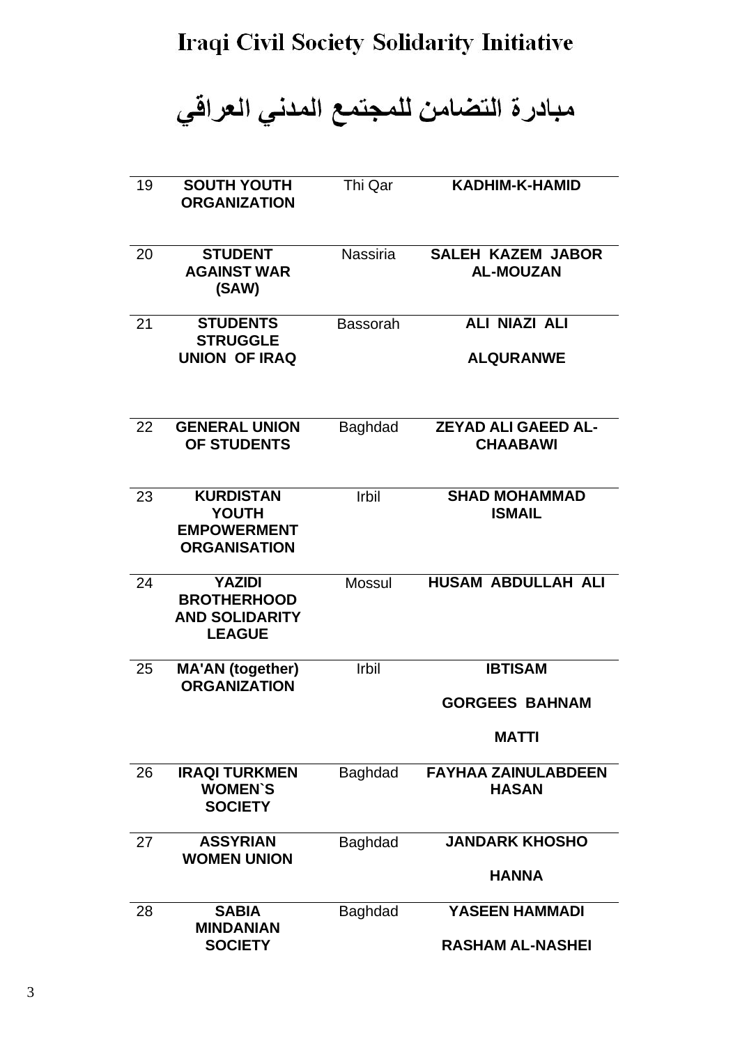# Iraqi Civil Society Solidarity Initiative

# مبادرة التضامن للمجتمع المدني العراقي

| | | | |
|---|---|---|---|
| 19 | **SOUTH YOUTH ORGANIZATION** | Thi Qar | **KADHIM-K-HAMID** |
| 20 | **STUDENT AGAINST WAR (SAW)** | Nassiria | **SALEH KAZEM JABOR AL-MOUZAN** |
| 21 | **STUDENTS STRUGGLE UNION OF IRAQ** | Bassorah | **ALI NIAZI ALI ALQURANWE** |
| 22 | **GENERAL UNION OF STUDENTS** | Baghdad | **ZEYAD ALI GAEED AL-CHAABAWI** |
| 23 | **KURDISTAN YOUTH EMPOWERMENT ORGANISATION** | Irbil | **SHAD MOHAMMAD ISMAIL** |
| 24 | **YAZIDI BROTHERHOOD AND SOLIDARITY LEAGUE** | Mossul | **HUSAM ABDULLAH ALI** |
| 25 | **MA'AN (together) ORGANIZATION** | Irbil | **IBTISAM GORGEES BAHNAM MATTI** |
| 26 | **IRAQI TURKMEN WOMEN`S SOCIETY** | Baghdad | **FAYHAA ZAINULABDEEN HASAN** |
| 27 | **ASSYRIAN WOMEN UNION** | Baghdad | **JANDARK KHOSHO HANNA** |
| 28 | **SABIA MINDANIAN SOCIETY** | Baghdad | **YASEEN HAMMADI RASHAM AL-NASHEI** |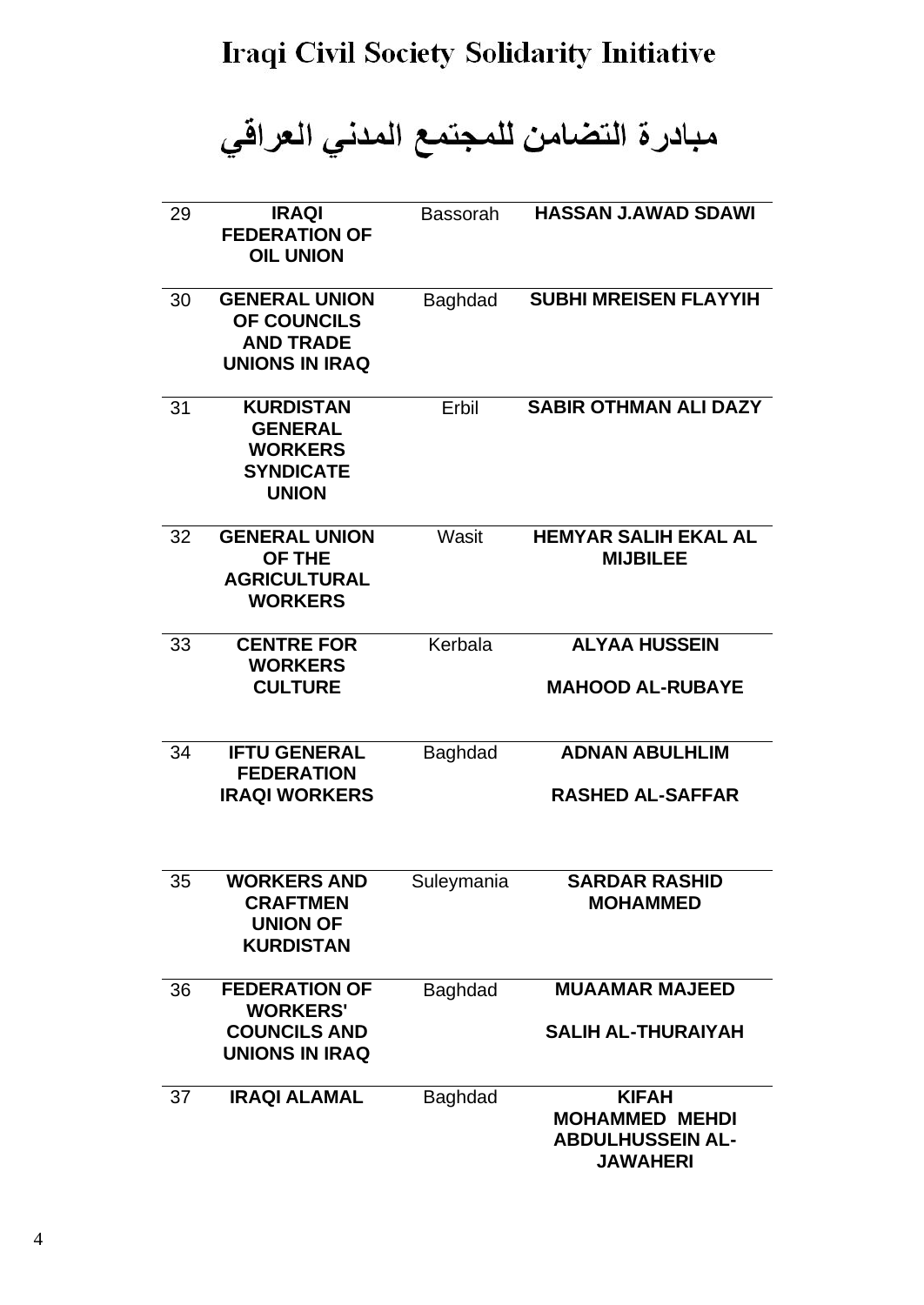# Iraqi Civil Society Solidarity Initiative

# مبادرة التضامن للمجتمع المدني العراقي

| | | | |
|---|---|---|---|
| 29 | **IRAQI FEDERATION OF OIL UNION** | Bassorah | **HASSAN J.AWAD SDAWI** |
| 30 | **GENERAL UNION OF COUNCILS AND TRADE UNIONS IN IRAQ** | Baghdad | **SUBHI MREISEN FLAYYIH** |
| 31 | **KURDISTAN GENERAL WORKERS SYNDICATE UNION** | Erbil | **SABIR OTHMAN ALI DAZY** |
| 32 | **GENERAL UNION OF THE AGRICULTURAL WORKERS** | Wasit | **HEMYAR SALIH EKAL AL MIJBILEE** |
| 33 | **CENTRE FOR WORKERS CULTURE** | Kerbala | **ALYAA HUSSEIN MAHOOD AL-RUBAYE** |
| 34 | **IFTU GENERAL FEDERATION IRAQI WORKERS** | Baghdad | **ADNAN ABULHLIM RASHED AL-SAFFAR** |
| 35 | **WORKERS AND CRAFTMEN UNION OF KURDISTAN** | Suleymania | **SARDAR RASHID MOHAMMED** |
| 36 | **FEDERATION OF WORKERS' COUNCILS AND UNIONS IN IRAQ** | Baghdad | **MUAAMAR MAJEED SALIH AL-THURAIYAH** |
| 37 | **IRAQI ALAMAL** | Baghdad | **KIFAH MOHAMMED MEHDI ABDULHUSSEIN AL-JAWAHERI** |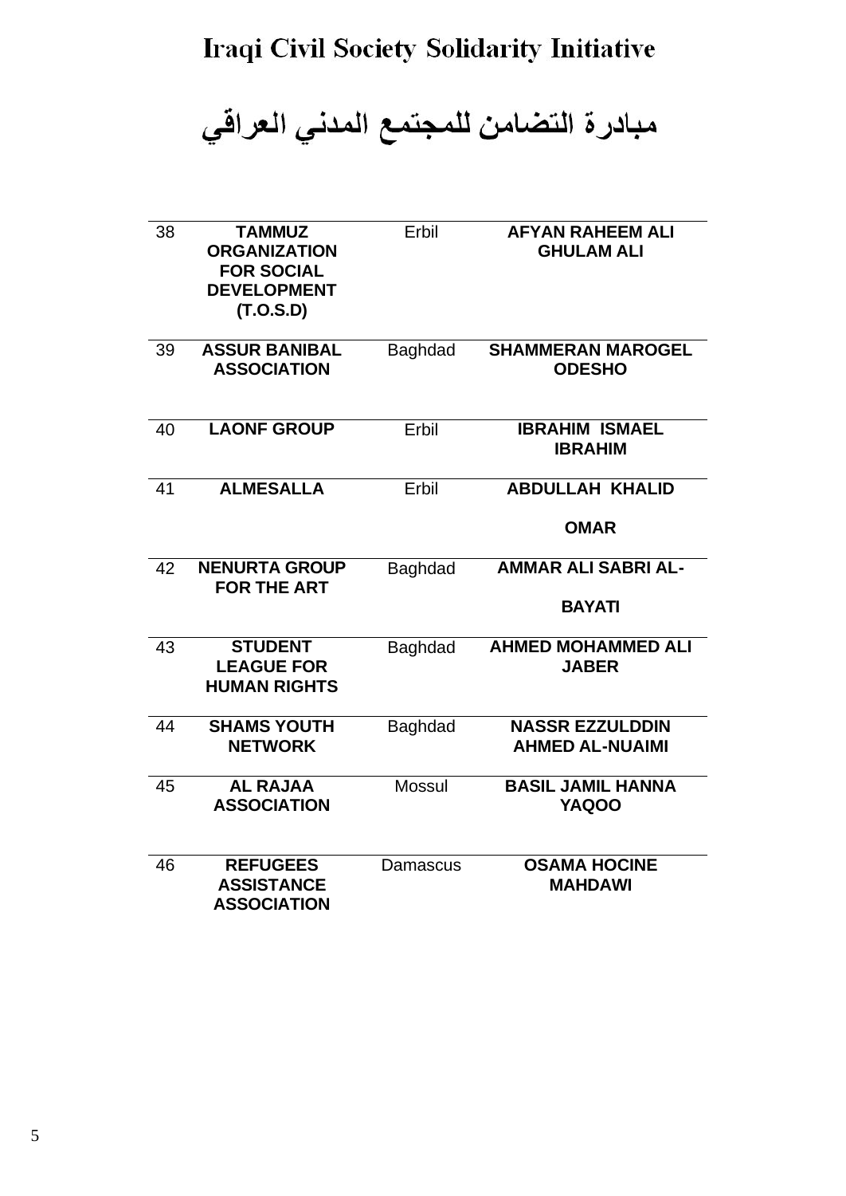# Iraqi Civil Society Solidarity Initiative

# مبادرة التضامن للمجتمع المدني العراقي

| | | | |
|---|---|---|---|
| 38 | **TAMMUZ ORGANIZATION FOR SOCIAL DEVELOPMENT (T.O.S.D)** | Erbil | **AFYAN RAHEEM ALI GHULAM ALI** |
| 39 | **ASSUR BANIBAL ASSOCIATION** | Baghdad | **SHAMMERAN MAROGEL ODESHO** |
| 40 | **LAONF GROUP** | Erbil | **IBRAHIM ISMAEL IBRAHIM** |
| 41 | **ALMESALLA** | Erbil | **ABDULLAH KHALID OMAR** |
| 42 | **NENURTA GROUP FOR THE ART** | Baghdad | **AMMAR ALI SABRI AL-BAYATI** |
| 43 | **STUDENT LEAGUE FOR HUMAN RIGHTS** | Baghdad | **AHMED MOHAMMED ALI JABER** |
| 44 | **SHAMS YOUTH NETWORK** | Baghdad | **NASSR EZZULDDIN AHMED AL-NUAIMI** |
| 45 | **AL RAJAA ASSOCIATION** | Mossul | **BASIL JAMIL HANNA YAQOO** |
| 46 | **REFUGEES ASSISTANCE ASSOCIATION** | Damascus | **OSAMA HOCINE MAHDAWI** |